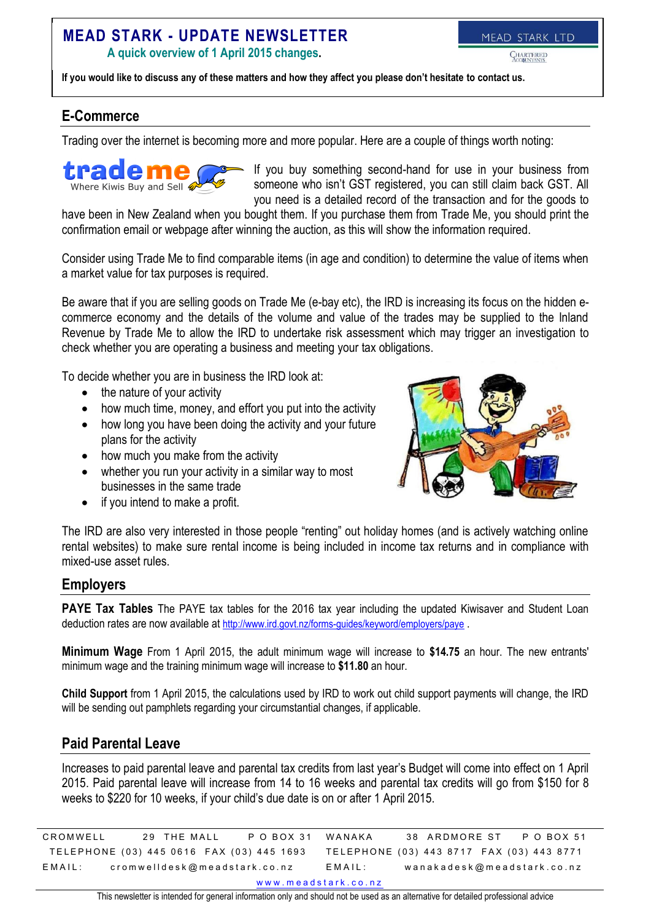# MEAD STARK - UPDATE NEWSLETTER

**A quick overview of 1 April 2015 changes.**

**If you would like to discuss any of these matters and how they affect you please don't hesitate to contact us.**

## E-Commerce

Trading over the internet is becoming more and more popular. Here are a couple of things worth noting:

If you buy something second-hand for use in your business from someone who isn't GST registered, you can still claim back GST. All you need is a detailed record of the transaction and for the goods to have been in New Zealand when you bought them. If you purchase them from Trade Me, you should print the confirmation email or webpage after winning the auction, as this will show the information required.

Consider using Trade Me to find comparable items (in age and condition) to determine the value of items when a market value for tax purposes is required.

Be aware that if you are selling goods on Trade Me (e-bay etc), the IRD is increasing its focus on the hidden e-commerce economy and the details of the volume and value of the trades may be supplied to the Inland Revenue by Trade Me to allow the IRD to undertake risk assessment which may trigger an investigation to check whether you are operating a business and meeting your tax obligations.

To decide whether you are in business the IRD look at:

- the nature of your activity
- how much time, money, and effort you put into the activity
- how long you have been doing the activity and your future plans for the activity
- how much you make from the activity
- whether you run your activity in a similar way to most businesses in the same trade
- if you intend to make a profit.

The IRD are also very interested in those people "renting" out holiday homes (and is actively watching online rental websites) to make sure rental income is being included in income tax returns and in compliance with mixed-use asset rules.

## Employers

**PAYE Tax Tables** The PAYE tax tables for the 2016 tax year including the updated Kiwisaver and Student Loan deduction rates are now available at http://www.ird.govt.nz/forms-guides/keyword/employers/paye .

**Minimum Wage** From 1 April 2015, the adult minimum wage will increase to **$14.75** an hour. The new entrants' minimum wage and the training minimum wage will increase to **$11.80** an hour.

**Child Support** from 1 April 2015, the calculations used by IRD to work out child support payments will change, the IRD will be sending out pamphlets regarding your circumstantial changes, if applicable.

## Paid Parental Leave

Increases to paid parental leave and parental tax credits from last year's Budget will come into effect on 1 April 2015. Paid parental leave will increase from 14 to 16 weeks and parental tax credits will go from $150 for 8 weeks to $220 for 10 weeks, if your child's due date is on or after 1 April 2015.

CROMWELL 29 THE MALL P O BOX 31 TELEPHONE (03) 445 0616 FAX (03) 445 1693 EMAIL: cromwelldesk@meadstark.co.nz

WANAKA 38 ARDMORE ST P O BOX 51 TELEPHONE (03) 443 8717 FAX (03) 443 8771 EMAIL: wanakadesk@meadstark.co.nz

www.meadstark.co.nz

This newsletter is intended for general information only and should not be used as an alternative for detailed professional advice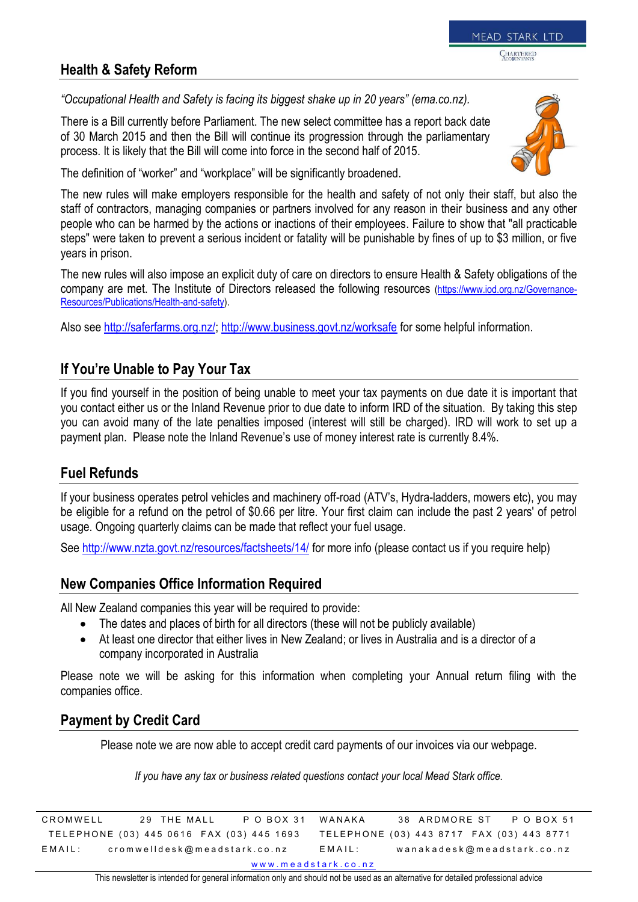## Health & Safety Reform

*"Occupational Health and Safety is facing its biggest shake up in 20 years" (ema.co.nz).*

There is a Bill currently before Parliament. The new select committee has a report back date of 30 March 2015 and then the Bill will continue its progression through the parliamentary process. It is likely that the Bill will come into force in the second half of 2015.

The definition of "worker" and "workplace" will be significantly broadened.

The new rules will make employers responsible for the health and safety of not only their staff, but also the staff of contractors, managing companies or partners involved for any reason in their business and any other people who can be harmed by the actions or inactions of their employees. Failure to show that "all practicable steps" were taken to prevent a serious incident or fatality will be punishable by fines of up to $3 million, or five years in prison.

The new rules will also impose an explicit duty of care on directors to ensure Health & Safety obligations of the company are met. The Institute of Directors released the following resources (https://www.iod.org.nz/Governance-Resources/Publications/Health-and-safety).

Also see http://saferfarms.org.nz/; http://www.business.govt.nz/worksafe for some helpful information.

## If You're Unable to Pay Your Tax

If you find yourself in the position of being unable to meet your tax payments on due date it is important that you contact either us or the Inland Revenue prior to due date to inform IRD of the situation. By taking this step you can avoid many of the late penalties imposed (interest will still be charged). IRD will work to set up a payment plan. Please note the Inland Revenue's use of money interest rate is currently 8.4%.

## Fuel Refunds

If your business operates petrol vehicles and machinery off-road (ATV's, Hydra-ladders, mowers etc), you may be eligible for a refund on the petrol of $0.66 per litre. Your first claim can include the past 2 years' of petrol usage. Ongoing quarterly claims can be made that reflect your fuel usage.

See http://www.nzta.govt.nz/resources/factsheets/14/ for more info (please contact us if you require help)

## New Companies Office Information Required

All New Zealand companies this year will be required to provide:

- The dates and places of birth for all directors (these will not be publicly available)
- At least one director that either lives in New Zealand; or lives in Australia and is a director of a company incorporated in Australia

Please note we will be asking for this information when completing your Annual return filing with the companies office.

## Payment by Credit Card

Please note we are now able to accept credit card payments of our invoices via our webpage.

*If you have any tax or business related questions contact your local Mead Stark office.*

CROMWELL 29 THE MALL P O BOX 31
TELEPHONE (03) 445 0616 FAX (03) 445 1693
EMAIL: cromwelldesk@meadstark.co.nz

WANAKA 38 ARDMORE ST P O BOX 51
TELEPHONE (03) 443 8717 FAX (03) 443 8771
EMAIL: wanakadesk@meadstark.co.nz

www.meadstark.co.nz

This newsletter is intended for general information only and should not be used as an alternative for detailed professional advice